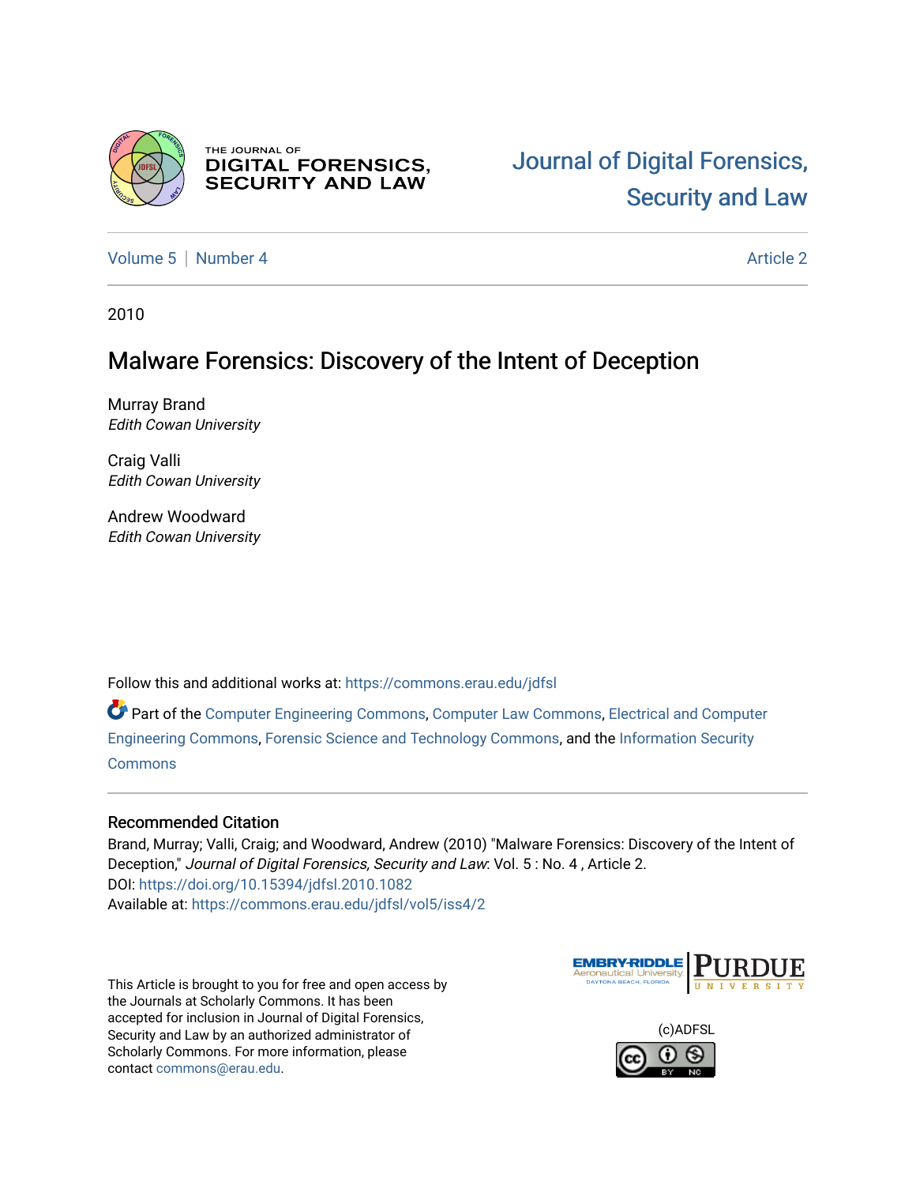THE JOURNAL OF DIGITAL FORENSICS, SECURITY AND LAW

Journal of Digital Forensics, Security and Law

Volume 5 | Number 4 Article 2

2010

# Malware Forensics: Discovery of the Intent of Deception

Murray Brand
*Edith Cowan University*

Craig Valli
*Edith Cowan University*

Andrew Woodward
*Edith Cowan University*

Follow this and additional works at: https://commons.erau.edu/jdfsl

Part of the Computer Engineering Commons, Computer Law Commons, Electrical and Computer Engineering Commons, Forensic Science and Technology Commons, and the Information Security Commons

## Recommended Citation

Brand, Murray; Valli, Craig; and Woodward, Andrew (2010) "Malware Forensics: Discovery of the Intent of Deception," *Journal of Digital Forensics, Security and Law*: Vol. 5 : No. 4 , Article 2.
DOI: https://doi.org/10.15394/jdfsl.2010.1082
Available at: https://commons.erau.edu/jdfsl/vol5/iss4/2

This Article is brought to you for free and open access by the Journals at Scholarly Commons. It has been accepted for inclusion in Journal of Digital Forensics, Security and Law by an authorized administrator of Scholarly Commons. For more information, please contact commons@erau.edu.

(c)ADFSL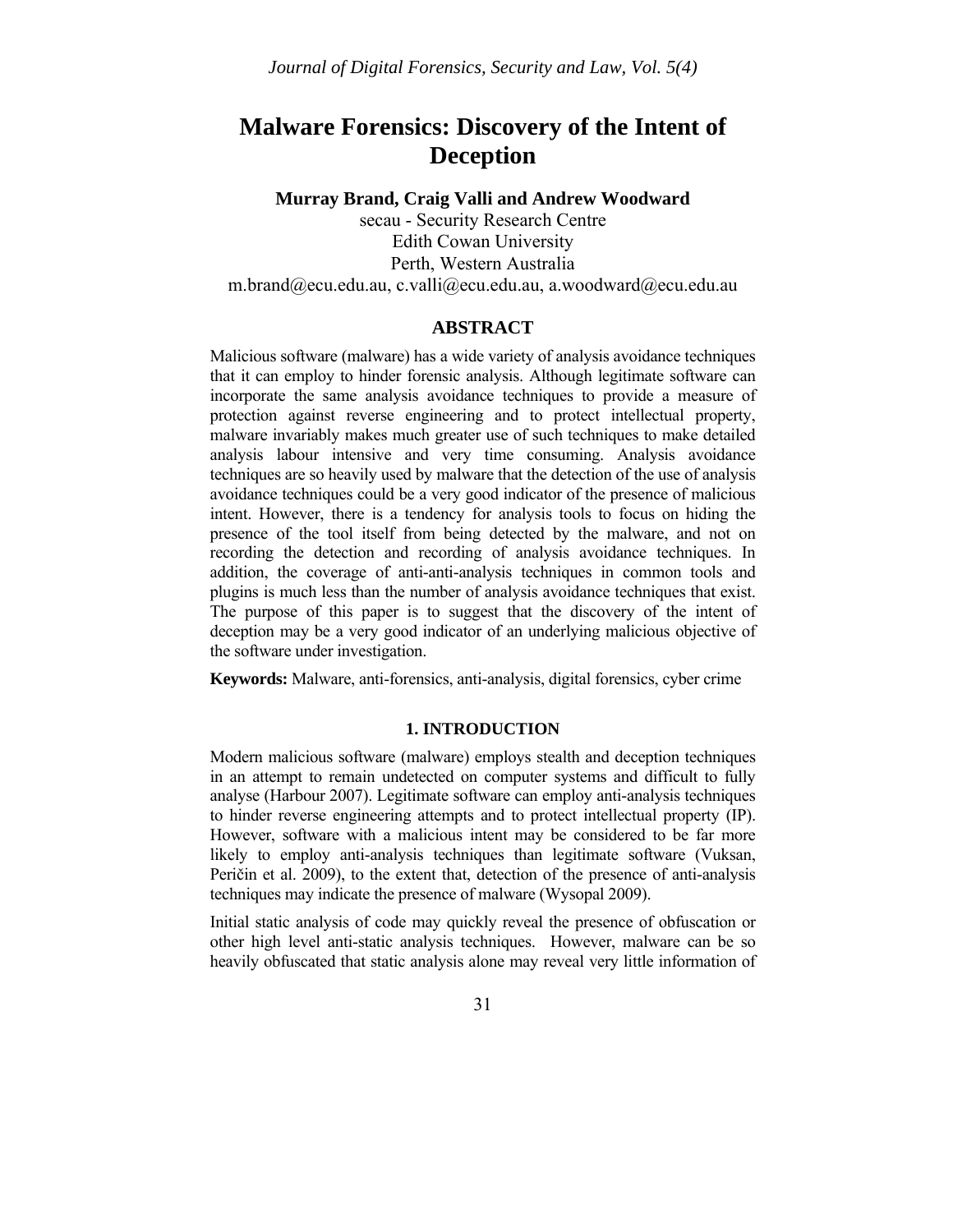# Malware Forensics: Discovery of the Intent of Deception

**Murray Brand, Craig Valli and Andrew Woodward**

secau - Security Research Centre
Edith Cowan University
Perth, Western Australia
m.brand@ecu.edu.au, c.valli@ecu.edu.au, a.woodward@ecu.edu.au

## ABSTRACT

Malicious software (malware) has a wide variety of analysis avoidance techniques that it can employ to hinder forensic analysis. Although legitimate software can incorporate the same analysis avoidance techniques to provide a measure of protection against reverse engineering and to protect intellectual property, malware invariably makes much greater use of such techniques to make detailed analysis labour intensive and very time consuming. Analysis avoidance techniques are so heavily used by malware that the detection of the use of analysis avoidance techniques could be a very good indicator of the presence of malicious intent. However, there is a tendency for analysis tools to focus on hiding the presence of the tool itself from being detected by the malware, and not on recording the detection and recording of analysis avoidance techniques. In addition, the coverage of anti-anti-analysis techniques in common tools and plugins is much less than the number of analysis avoidance techniques that exist. The purpose of this paper is to suggest that the discovery of the intent of deception may be a very good indicator of an underlying malicious objective of the software under investigation.

**Keywords:** Malware, anti-forensics, anti-analysis, digital forensics, cyber crime

## 1. INTRODUCTION

Modern malicious software (malware) employs stealth and deception techniques in an attempt to remain undetected on computer systems and difficult to fully analyse (Harbour 2007). Legitimate software can employ anti-analysis techniques to hinder reverse engineering attempts and to protect intellectual property (IP). However, software with a malicious intent may be considered to be far more likely to employ anti-analysis techniques than legitimate software (Vuksan, Peričin et al. 2009), to the extent that, detection of the presence of anti-analysis techniques may indicate the presence of malware (Wysopal 2009).

Initial static analysis of code may quickly reveal the presence of obfuscation or other high level anti-static analysis techniques. However, malware can be so heavily obfuscated that static analysis alone may reveal very little information of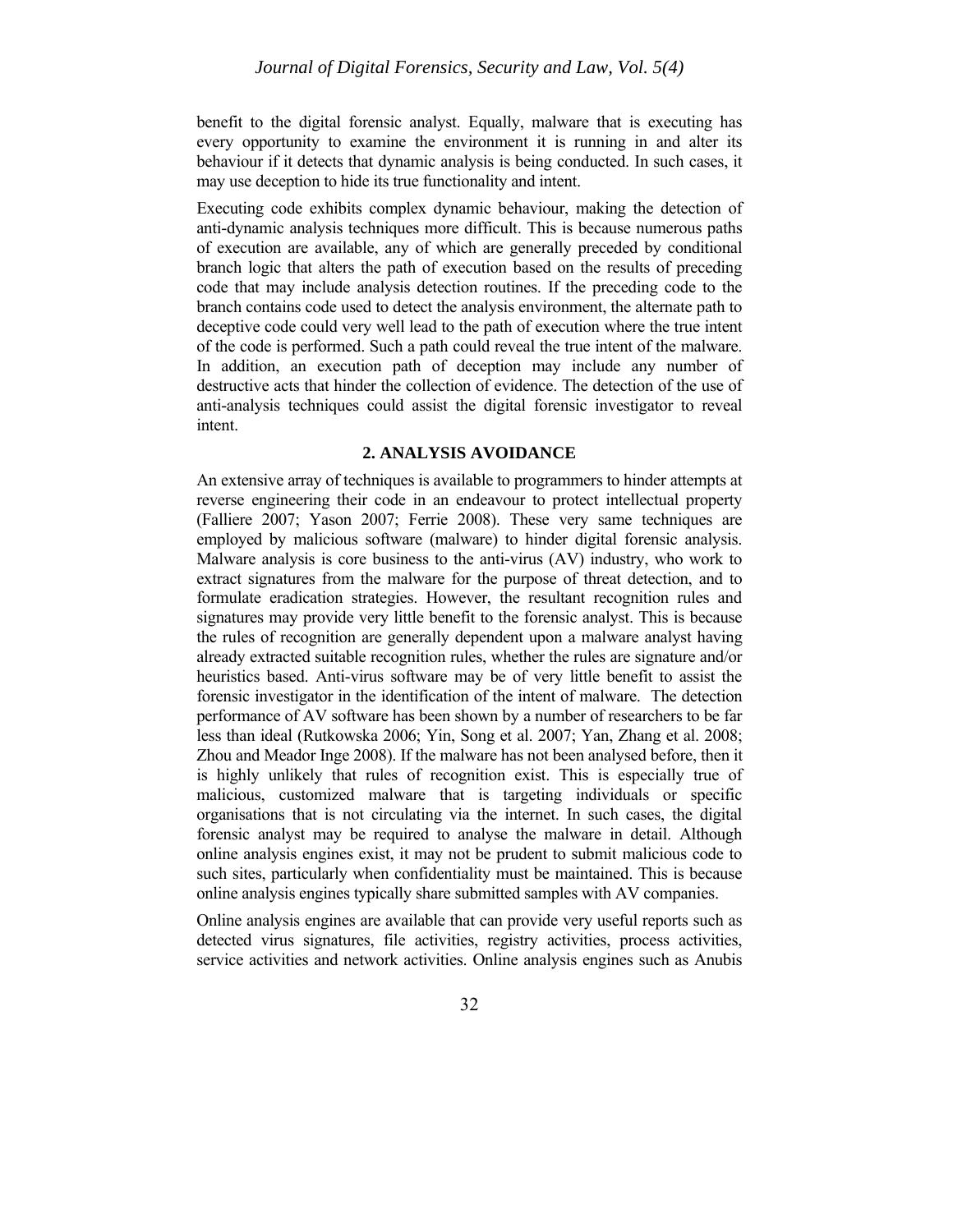benefit to the digital forensic analyst. Equally, malware that is executing has every opportunity to examine the environment it is running in and alter its behaviour if it detects that dynamic analysis is being conducted. In such cases, it may use deception to hide its true functionality and intent.

Executing code exhibits complex dynamic behaviour, making the detection of anti-dynamic analysis techniques more difficult. This is because numerous paths of execution are available, any of which are generally preceded by conditional branch logic that alters the path of execution based on the results of preceding code that may include analysis detection routines. If the preceding code to the branch contains code used to detect the analysis environment, the alternate path to deceptive code could very well lead to the path of execution where the true intent of the code is performed. Such a path could reveal the true intent of the malware. In addition, an execution path of deception may include any number of destructive acts that hinder the collection of evidence. The detection of the use of anti-analysis techniques could assist the digital forensic investigator to reveal intent.

## 2. ANALYSIS AVOIDANCE

An extensive array of techniques is available to programmers to hinder attempts at reverse engineering their code in an endeavour to protect intellectual property (Falliere 2007; Yason 2007; Ferrie 2008). These very same techniques are employed by malicious software (malware) to hinder digital forensic analysis. Malware analysis is core business to the anti-virus (AV) industry, who work to extract signatures from the malware for the purpose of threat detection, and to formulate eradication strategies. However, the resultant recognition rules and signatures may provide very little benefit to the forensic analyst. This is because the rules of recognition are generally dependent upon a malware analyst having already extracted suitable recognition rules, whether the rules are signature and/or heuristics based. Anti-virus software may be of very little benefit to assist the forensic investigator in the identification of the intent of malware. The detection performance of AV software has been shown by a number of researchers to be far less than ideal (Rutkowska 2006; Yin, Song et al. 2007; Yan, Zhang et al. 2008; Zhou and Meador Inge 2008). If the malware has not been analysed before, then it is highly unlikely that rules of recognition exist. This is especially true of malicious, customized malware that is targeting individuals or specific organisations that is not circulating via the internet. In such cases, the digital forensic analyst may be required to analyse the malware in detail. Although online analysis engines exist, it may not be prudent to submit malicious code to such sites, particularly when confidentiality must be maintained. This is because online analysis engines typically share submitted samples with AV companies.

Online analysis engines are available that can provide very useful reports such as detected virus signatures, file activities, registry activities, process activities, service activities and network activities. Online analysis engines such as Anubis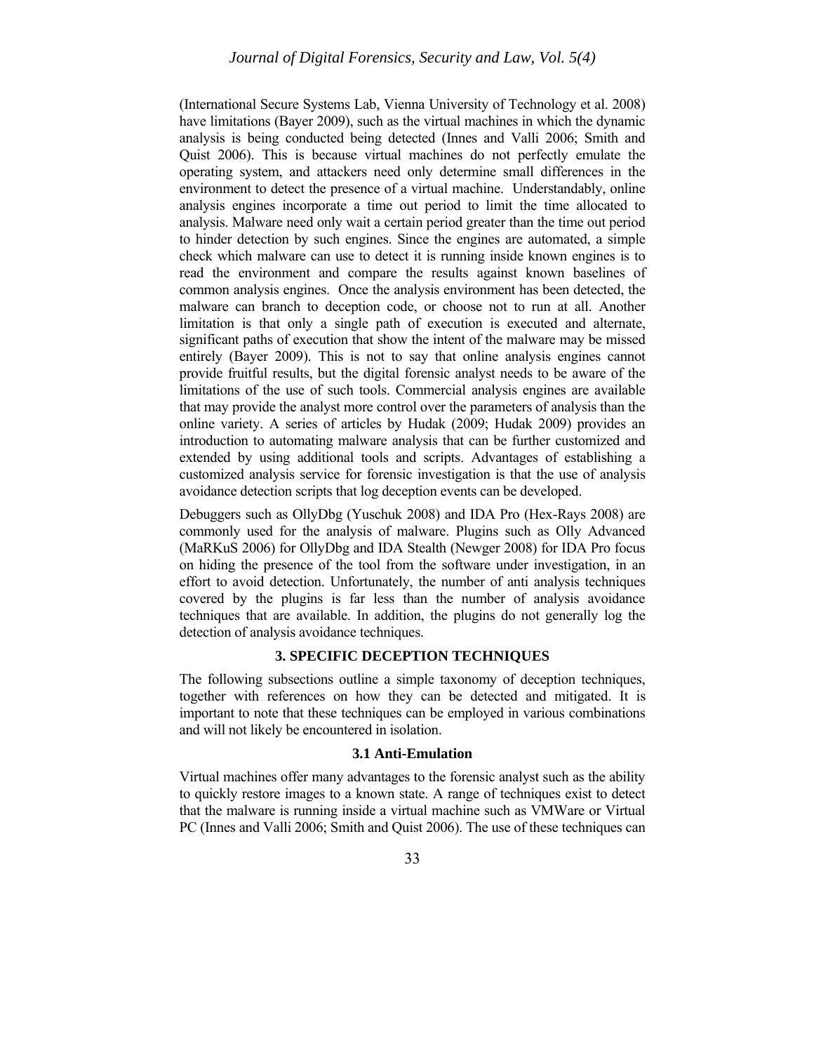(International Secure Systems Lab, Vienna University of Technology et al. 2008) have limitations (Bayer 2009), such as the virtual machines in which the dynamic analysis is being conducted being detected (Innes and Valli 2006; Smith and Quist 2006). This is because virtual machines do not perfectly emulate the operating system, and attackers need only determine small differences in the environment to detect the presence of a virtual machine. Understandably, online analysis engines incorporate a time out period to limit the time allocated to analysis. Malware need only wait a certain period greater than the time out period to hinder detection by such engines. Since the engines are automated, a simple check which malware can use to detect it is running inside known engines is to read the environment and compare the results against known baselines of common analysis engines. Once the analysis environment has been detected, the malware can branch to deception code, or choose not to run at all. Another limitation is that only a single path of execution is executed and alternate, significant paths of execution that show the intent of the malware may be missed entirely (Bayer 2009). This is not to say that online analysis engines cannot provide fruitful results, but the digital forensic analyst needs to be aware of the limitations of the use of such tools. Commercial analysis engines are available that may provide the analyst more control over the parameters of analysis than the online variety. A series of articles by Hudak (2009; Hudak 2009) provides an introduction to automating malware analysis that can be further customized and extended by using additional tools and scripts. Advantages of establishing a customized analysis service for forensic investigation is that the use of analysis avoidance detection scripts that log deception events can be developed.

Debuggers such as OllyDbg (Yuschuk 2008) and IDA Pro (Hex-Rays 2008) are commonly used for the analysis of malware. Plugins such as Olly Advanced (MaRKuS 2006) for OllyDbg and IDA Stealth (Newger 2008) for IDA Pro focus on hiding the presence of the tool from the software under investigation, in an effort to avoid detection. Unfortunately, the number of anti analysis techniques covered by the plugins is far less than the number of analysis avoidance techniques that are available. In addition, the plugins do not generally log the detection of analysis avoidance techniques.

## 3. SPECIFIC DECEPTION TECHNIQUES

The following subsections outline a simple taxonomy of deception techniques, together with references on how they can be detected and mitigated. It is important to note that these techniques can be employed in various combinations and will not likely be encountered in isolation.

### 3.1 Anti-Emulation

Virtual machines offer many advantages to the forensic analyst such as the ability to quickly restore images to a known state. A range of techniques exist to detect that the malware is running inside a virtual machine such as VMWare or Virtual PC (Innes and Valli 2006; Smith and Quist 2006). The use of these techniques can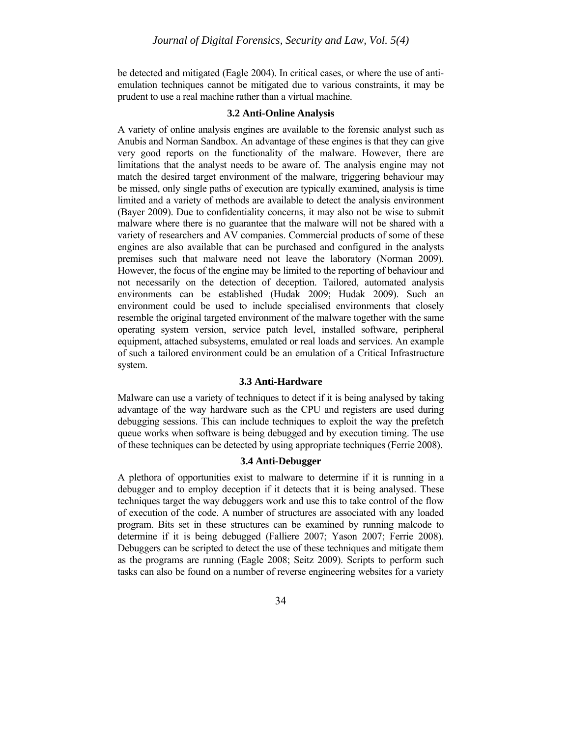be detected and mitigated (Eagle 2004). In critical cases, or where the use of anti-emulation techniques cannot be mitigated due to various constraints, it may be prudent to use a real machine rather than a virtual machine.

### 3.2 Anti-Online Analysis

A variety of online analysis engines are available to the forensic analyst such as Anubis and Norman Sandbox. An advantage of these engines is that they can give very good reports on the functionality of the malware. However, there are limitations that the analyst needs to be aware of. The analysis engine may not match the desired target environment of the malware, triggering behaviour may be missed, only single paths of execution are typically examined, analysis is time limited and a variety of methods are available to detect the analysis environment (Bayer 2009). Due to confidentiality concerns, it may also not be wise to submit malware where there is no guarantee that the malware will not be shared with a variety of researchers and AV companies. Commercial products of some of these engines are also available that can be purchased and configured in the analysts premises such that malware need not leave the laboratory (Norman 2009). However, the focus of the engine may be limited to the reporting of behaviour and not necessarily on the detection of deception. Tailored, automated analysis environments can be established (Hudak 2009; Hudak 2009). Such an environment could be used to include specialised environments that closely resemble the original targeted environment of the malware together with the same operating system version, service patch level, installed software, peripheral equipment, attached subsystems, emulated or real loads and services. An example of such a tailored environment could be an emulation of a Critical Infrastructure system.

### 3.3 Anti-Hardware

Malware can use a variety of techniques to detect if it is being analysed by taking advantage of the way hardware such as the CPU and registers are used during debugging sessions. This can include techniques to exploit the way the prefetch queue works when software is being debugged and by execution timing. The use of these techniques can be detected by using appropriate techniques (Ferrie 2008).

### 3.4 Anti-Debugger

A plethora of opportunities exist to malware to determine if it is running in a debugger and to employ deception if it detects that it is being analysed. These techniques target the way debuggers work and use this to take control of the flow of execution of the code. A number of structures are associated with any loaded program. Bits set in these structures can be examined by running malcode to determine if it is being debugged (Falliere 2007; Yason 2007; Ferrie 2008). Debuggers can be scripted to detect the use of these techniques and mitigate them as the programs are running (Eagle 2008; Seitz 2009). Scripts to perform such tasks can also be found on a number of reverse engineering websites for a variety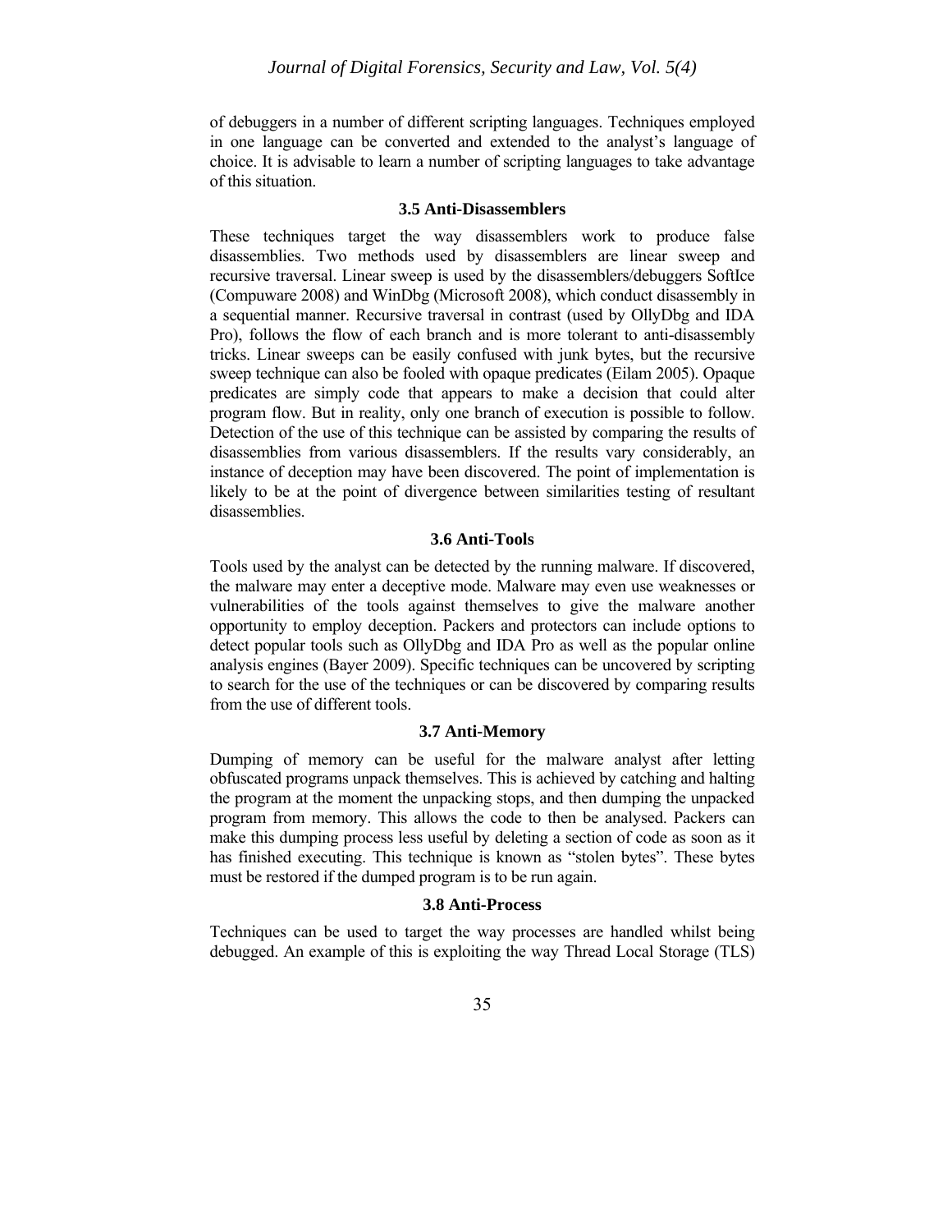of debuggers in a number of different scripting languages. Techniques employed in one language can be converted and extended to the analyst's language of choice. It is advisable to learn a number of scripting languages to take advantage of this situation.

### 3.5 Anti-Disassemblers

These techniques target the way disassemblers work to produce false disassemblies. Two methods used by disassemblers are linear sweep and recursive traversal. Linear sweep is used by the disassemblers/debuggers SoftIce (Compuware 2008) and WinDbg (Microsoft 2008), which conduct disassembly in a sequential manner. Recursive traversal in contrast (used by OllyDbg and IDA Pro), follows the flow of each branch and is more tolerant to anti-disassembly tricks. Linear sweeps can be easily confused with junk bytes, but the recursive sweep technique can also be fooled with opaque predicates (Eilam 2005). Opaque predicates are simply code that appears to make a decision that could alter program flow. But in reality, only one branch of execution is possible to follow. Detection of the use of this technique can be assisted by comparing the results of disassemblies from various disassemblers. If the results vary considerably, an instance of deception may have been discovered. The point of implementation is likely to be at the point of divergence between similarities testing of resultant disassemblies.

### 3.6 Anti-Tools

Tools used by the analyst can be detected by the running malware. If discovered, the malware may enter a deceptive mode. Malware may even use weaknesses or vulnerabilities of the tools against themselves to give the malware another opportunity to employ deception. Packers and protectors can include options to detect popular tools such as OllyDbg and IDA Pro as well as the popular online analysis engines (Bayer 2009). Specific techniques can be uncovered by scripting to search for the use of the techniques or can be discovered by comparing results from the use of different tools.

### 3.7 Anti-Memory

Dumping of memory can be useful for the malware analyst after letting obfuscated programs unpack themselves. This is achieved by catching and halting the program at the moment the unpacking stops, and then dumping the unpacked program from memory. This allows the code to then be analysed. Packers can make this dumping process less useful by deleting a section of code as soon as it has finished executing. This technique is known as "stolen bytes". These bytes must be restored if the dumped program is to be run again.

### 3.8 Anti-Process

Techniques can be used to target the way processes are handled whilst being debugged. An example of this is exploiting the way Thread Local Storage (TLS)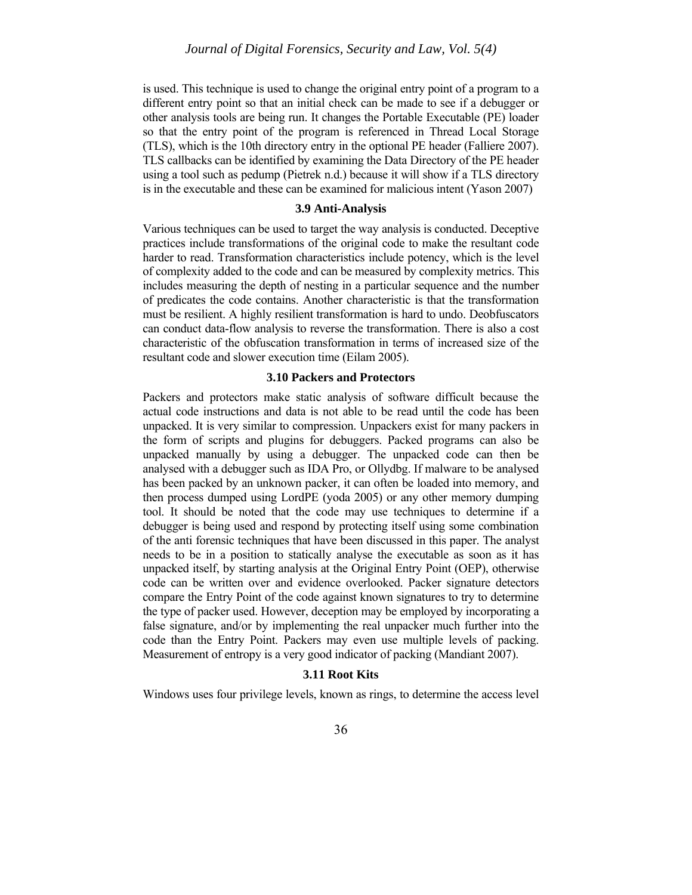is used. This technique is used to change the original entry point of a program to a different entry point so that an initial check can be made to see if a debugger or other analysis tools are being run. It changes the Portable Executable (PE) loader so that the entry point of the program is referenced in Thread Local Storage (TLS), which is the 10th directory entry in the optional PE header (Falliere 2007). TLS callbacks can be identified by examining the Data Directory of the PE header using a tool such as pedump (Pietrek n.d.) because it will show if a TLS directory is in the executable and these can be examined for malicious intent (Yason 2007)

### 3.9 Anti-Analysis

Various techniques can be used to target the way analysis is conducted. Deceptive practices include transformations of the original code to make the resultant code harder to read. Transformation characteristics include potency, which is the level of complexity added to the code and can be measured by complexity metrics. This includes measuring the depth of nesting in a particular sequence and the number of predicates the code contains. Another characteristic is that the transformation must be resilient. A highly resilient transformation is hard to undo. Deobfuscators can conduct data-flow analysis to reverse the transformation. There is also a cost characteristic of the obfuscation transformation in terms of increased size of the resultant code and slower execution time (Eilam 2005).

### 3.10 Packers and Protectors

Packers and protectors make static analysis of software difficult because the actual code instructions and data is not able to be read until the code has been unpacked. It is very similar to compression. Unpackers exist for many packers in the form of scripts and plugins for debuggers. Packed programs can also be unpacked manually by using a debugger. The unpacked code can then be analysed with a debugger such as IDA Pro, or Ollydbg. If malware to be analysed has been packed by an unknown packer, it can often be loaded into memory, and then process dumped using LordPE (yoda 2005) or any other memory dumping tool. It should be noted that the code may use techniques to determine if a debugger is being used and respond by protecting itself using some combination of the anti forensic techniques that have been discussed in this paper. The analyst needs to be in a position to statically analyse the executable as soon as it has unpacked itself, by starting analysis at the Original Entry Point (OEP), otherwise code can be written over and evidence overlooked. Packer signature detectors compare the Entry Point of the code against known signatures to try to determine the type of packer used. However, deception may be employed by incorporating a false signature, and/or by implementing the real unpacker much further into the code than the Entry Point. Packers may even use multiple levels of packing. Measurement of entropy is a very good indicator of packing (Mandiant 2007).

### 3.11 Root Kits

Windows uses four privilege levels, known as rings, to determine the access level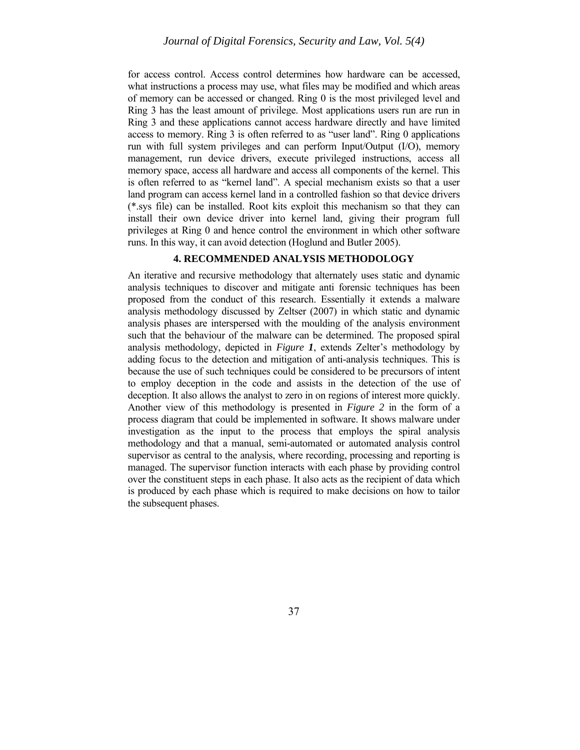for access control. Access control determines how hardware can be accessed, what instructions a process may use, what files may be modified and which areas of memory can be accessed or changed. Ring 0 is the most privileged level and Ring 3 has the least amount of privilege. Most applications users run are run in Ring 3 and these applications cannot access hardware directly and have limited access to memory. Ring 3 is often referred to as "user land". Ring 0 applications run with full system privileges and can perform Input/Output (I/O), memory management, run device drivers, execute privileged instructions, access all memory space, access all hardware and access all components of the kernel. This is often referred to as "kernel land". A special mechanism exists so that a user land program can access kernel land in a controlled fashion so that device drivers (*.sys file) can be installed. Root kits exploit this mechanism so that they can install their own device driver into kernel land, giving their program full privileges at Ring 0 and hence control the environment in which other software runs. In this way, it can avoid detection (Hoglund and Butler 2005).

## 4. RECOMMENDED ANALYSIS METHODOLOGY

An iterative and recursive methodology that alternately uses static and dynamic analysis techniques to discover and mitigate anti forensic techniques has been proposed from the conduct of this research. Essentially it extends a malware analysis methodology discussed by Zeltser (2007) in which static and dynamic analysis phases are interspersed with the moulding of the analysis environment such that the behaviour of the malware can be determined. The proposed spiral analysis methodology, depicted in ***Figure 1***, extends Zelter's methodology by adding focus to the detection and mitigation of anti-analysis techniques. This is because the use of such techniques could be considered to be precursors of intent to employ deception in the code and assists in the detection of the use of deception. It also allows the analyst to zero in on regions of interest more quickly. Another view of this methodology is presented in *Figure 2* in the form of a process diagram that could be implemented in software. It shows malware under investigation as the input to the process that employs the spiral analysis methodology and that a manual, semi-automated or automated analysis control supervisor as central to the analysis, where recording, processing and reporting is managed. The supervisor function interacts with each phase by providing control over the constituent steps in each phase. It also acts as the recipient of data which is produced by each phase which is required to make decisions on how to tailor the subsequent phases.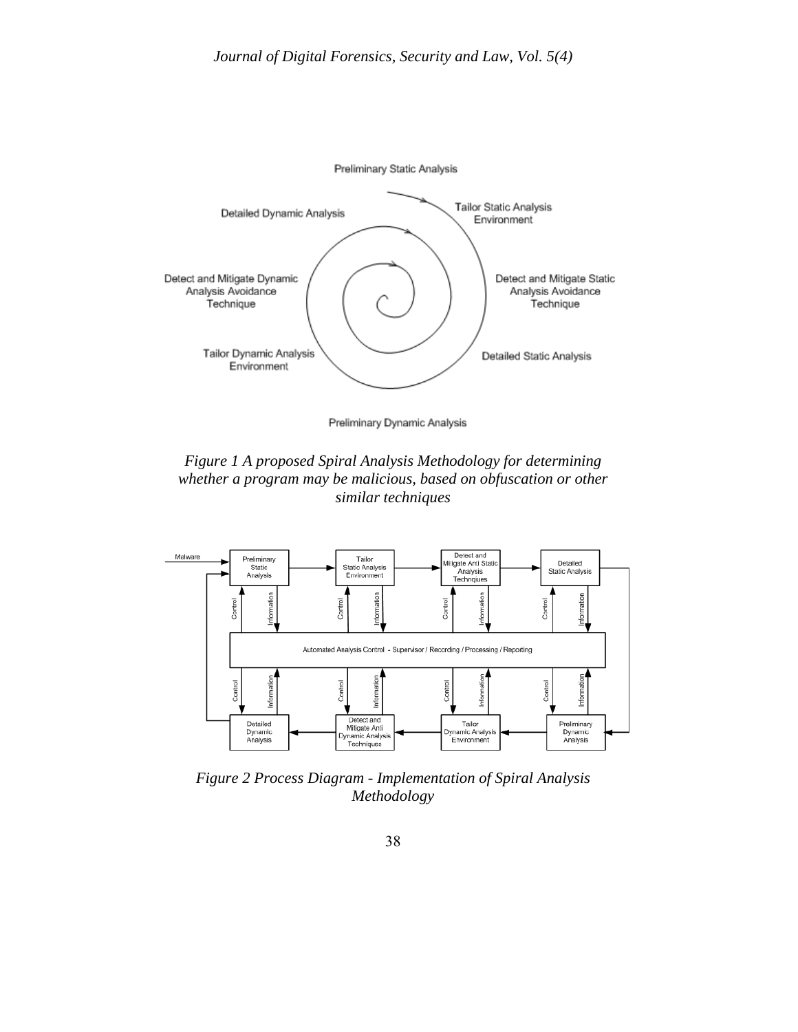Figure 1 A proposed Spiral Analysis Methodology for determining whether a program may be malicious, based on obfuscation or other similar techniques

Figure 2 Process Diagram - Implementation of Spiral Analysis Methodology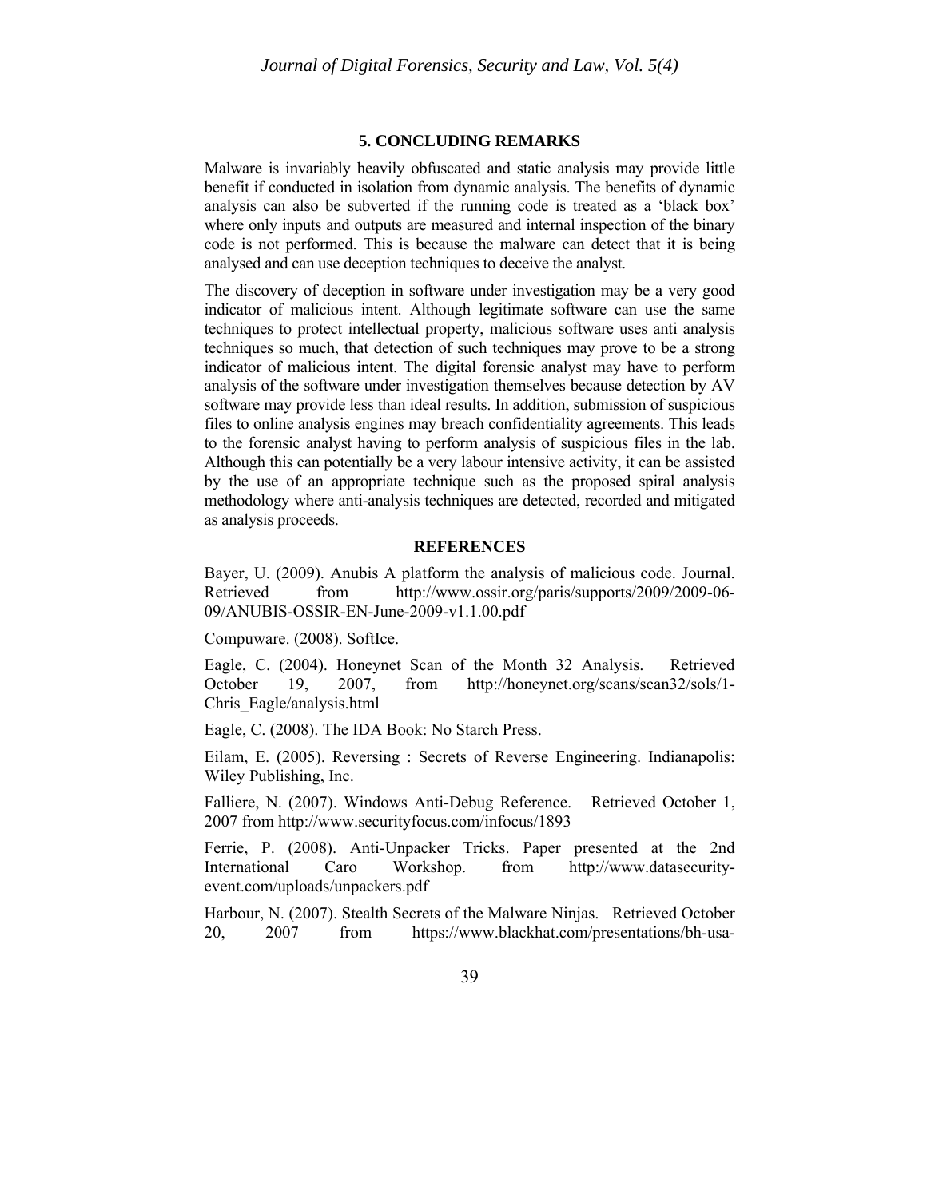## 5. CONCLUDING REMARKS

Malware is invariably heavily obfuscated and static analysis may provide little benefit if conducted in isolation from dynamic analysis. The benefits of dynamic analysis can also be subverted if the running code is treated as a 'black box' where only inputs and outputs are measured and internal inspection of the binary code is not performed. This is because the malware can detect that it is being analysed and can use deception techniques to deceive the analyst.

The discovery of deception in software under investigation may be a very good indicator of malicious intent. Although legitimate software can use the same techniques to protect intellectual property, malicious software uses anti analysis techniques so much, that detection of such techniques may prove to be a strong indicator of malicious intent. The digital forensic analyst may have to perform analysis of the software under investigation themselves because detection by AV software may provide less than ideal results. In addition, submission of suspicious files to online analysis engines may breach confidentiality agreements. This leads to the forensic analyst having to perform analysis of suspicious files in the lab. Although this can potentially be a very labour intensive activity, it can be assisted by the use of an appropriate technique such as the proposed spiral analysis methodology where anti-analysis techniques are detected, recorded and mitigated as analysis proceeds.

## REFERENCES

Bayer, U. (2009). Anubis A platform the analysis of malicious code. Journal. Retrieved from http://www.ossir.org/paris/supports/2009/2009-06-09/ANUBIS-OSSIR-EN-June-2009-v1.1.00.pdf

Compuware. (2008). SoftIce.

Eagle, C. (2004). Honeynet Scan of the Month 32 Analysis. Retrieved October 19, 2007, from http://honeynet.org/scans/scan32/sols/1-Chris_Eagle/analysis.html

Eagle, C. (2008). The IDA Book: No Starch Press.

Eilam, E. (2005). Reversing : Secrets of Reverse Engineering. Indianapolis: Wiley Publishing, Inc.

Falliere, N. (2007). Windows Anti-Debug Reference. Retrieved October 1, 2007 from http://www.securityfocus.com/infocus/1893

Ferrie, P. (2008). Anti-Unpacker Tricks. Paper presented at the 2nd International Caro Workshop. from http://www.datasecurity-event.com/uploads/unpackers.pdf

Harbour, N. (2007). Stealth Secrets of the Malware Ninjas. Retrieved October 20, 2007 from https://www.blackhat.com/presentations/bh-usa-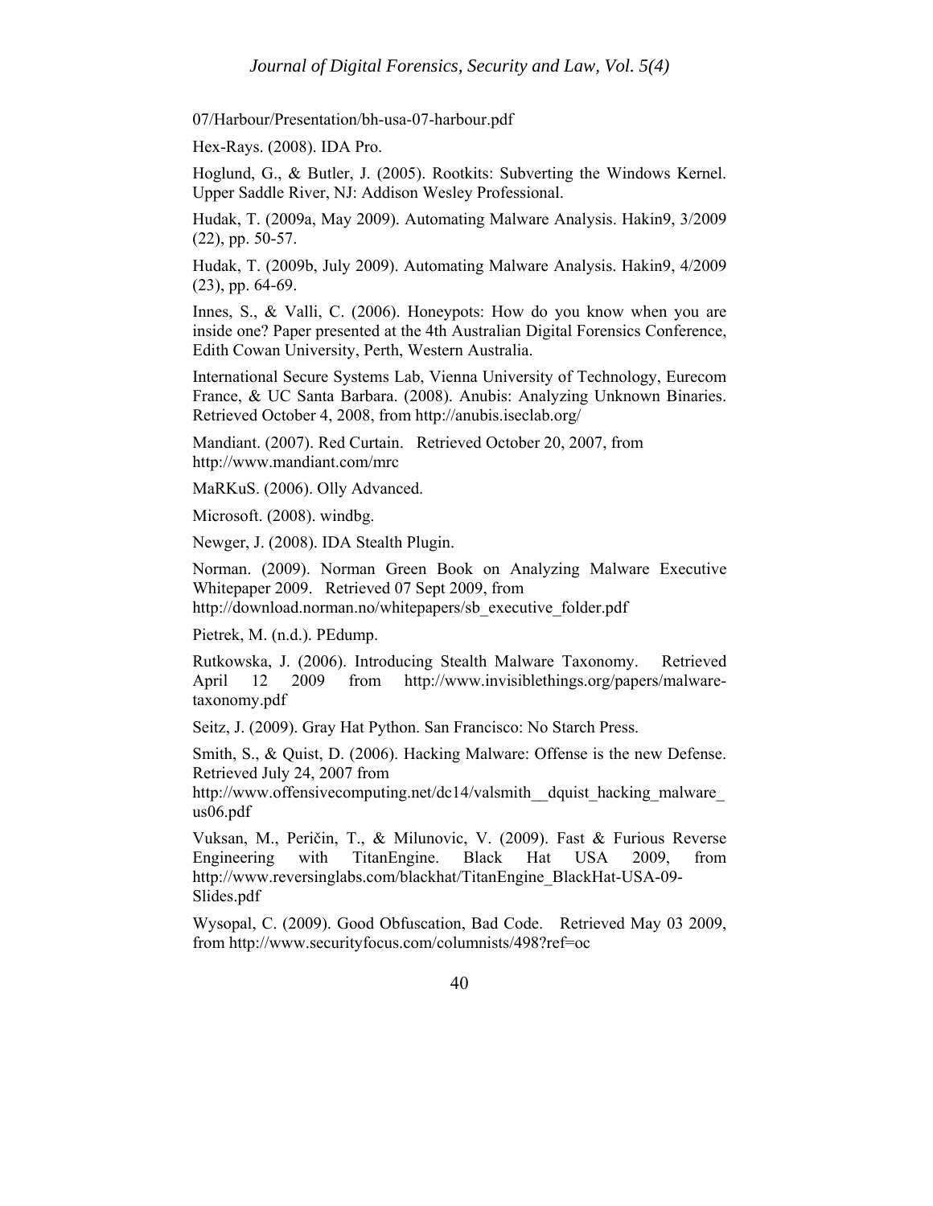07/Harbour/Presentation/bh-usa-07-harbour.pdf

Hex-Rays. (2008). IDA Pro.

Hoglund, G., & Butler, J. (2005). Rootkits: Subverting the Windows Kernel. Upper Saddle River, NJ: Addison Wesley Professional.

Hudak, T. (2009a, May 2009). Automating Malware Analysis. Hakin9, 3/2009 (22), pp. 50-57.

Hudak, T. (2009b, July 2009). Automating Malware Analysis. Hakin9, 4/2009 (23), pp. 64-69.

Innes, S., & Valli, C. (2006). Honeypots: How do you know when you are inside one? Paper presented at the 4th Australian Digital Forensics Conference, Edith Cowan University, Perth, Western Australia.

International Secure Systems Lab, Vienna University of Technology, Eurecom France, & UC Santa Barbara. (2008). Anubis: Analyzing Unknown Binaries. Retrieved October 4, 2008, from http://anubis.iseclab.org/

Mandiant. (2007). Red Curtain. Retrieved October 20, 2007, from http://www.mandiant.com/mrc

MaRKuS. (2006). Olly Advanced.

Microsoft. (2008). windbg.

Newger, J. (2008). IDA Stealth Plugin.

Norman. (2009). Norman Green Book on Analyzing Malware Executive Whitepaper 2009. Retrieved 07 Sept 2009, from http://download.norman.no/whitepapers/sb_executive_folder.pdf

Pietrek, M. (n.d.). PEdump.

Rutkowska, J. (2006). Introducing Stealth Malware Taxonomy. Retrieved April 12 2009 from http://www.invisiblethings.org/papers/malware-taxonomy.pdf

Seitz, J. (2009). Gray Hat Python. San Francisco: No Starch Press.

Smith, S., & Quist, D. (2006). Hacking Malware: Offense is the new Defense. Retrieved July 24, 2007 from http://www.offensivecomputing.net/dc14/valsmith__dquist_hacking_malware_us06.pdf

Vuksan, M., Peričin, T., & Milunovic, V. (2009). Fast & Furious Reverse Engineering with TitanEngine. Black Hat USA 2009, from http://www.reversinglabs.com/blackhat/TitanEngine_BlackHat-USA-09-Slides.pdf

Wysopal, C. (2009). Good Obfuscation, Bad Code. Retrieved May 03 2009, from http://www.securityfocus.com/columnists/498?ref=oc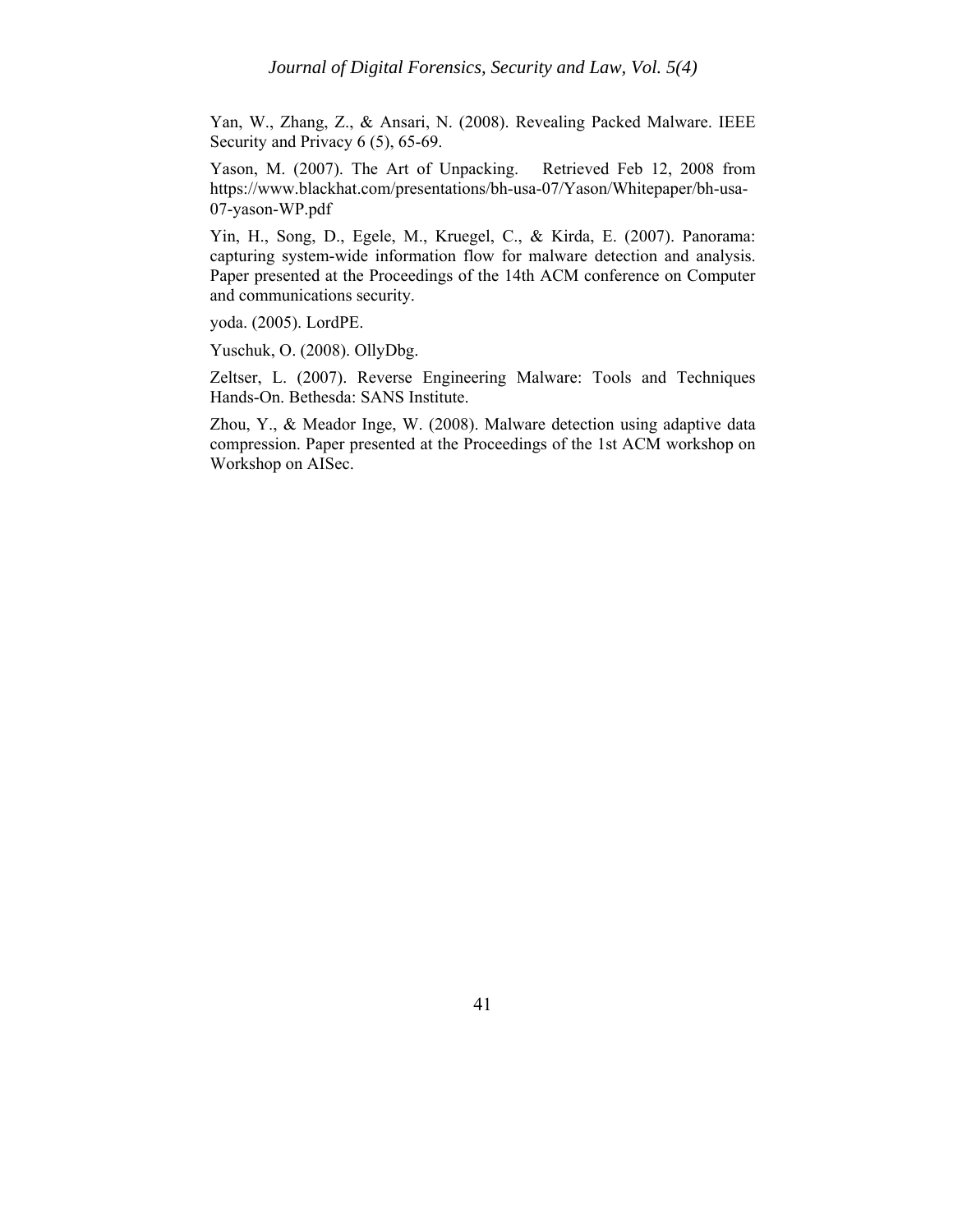Yan, W., Zhang, Z., & Ansari, N. (2008). Revealing Packed Malware. IEEE Security and Privacy 6 (5), 65-69.

Yason, M. (2007). The Art of Unpacking. Retrieved Feb 12, 2008 from https://www.blackhat.com/presentations/bh-usa-07/Yason/Whitepaper/bh-usa-07-yason-WP.pdf

Yin, H., Song, D., Egele, M., Kruegel, C., & Kirda, E. (2007). Panorama: capturing system-wide information flow for malware detection and analysis. Paper presented at the Proceedings of the 14th ACM conference on Computer and communications security.

yoda. (2005). LordPE.

Yuschuk, O. (2008). OllyDbg.

Zeltser, L. (2007). Reverse Engineering Malware: Tools and Techniques Hands-On. Bethesda: SANS Institute.

Zhou, Y., & Meador Inge, W. (2008). Malware detection using adaptive data compression. Paper presented at the Proceedings of the 1st ACM workshop on Workshop on AISec.